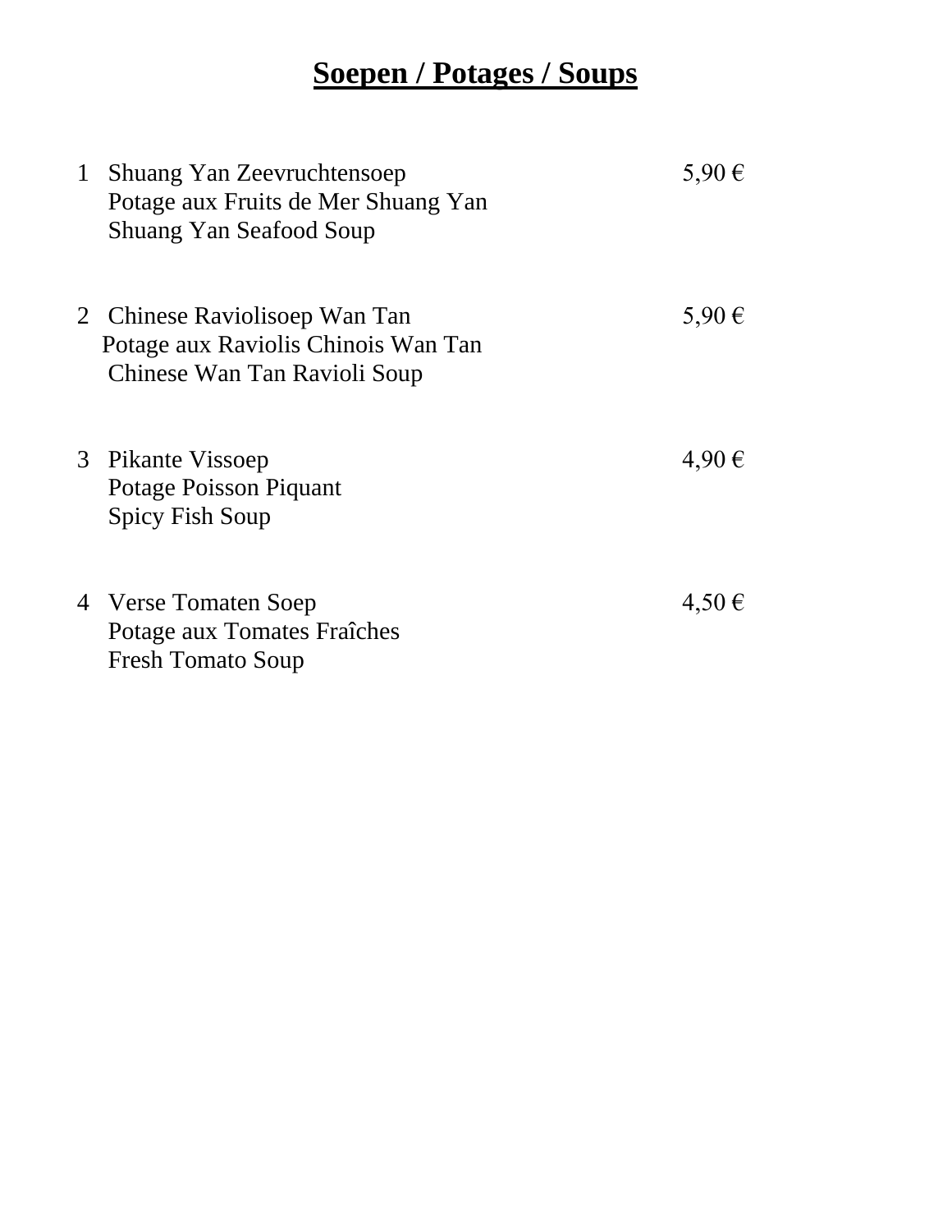# **Soepen / Potages / Soups**

| | | |
|---|---|---|
| 1 | Shuang Yan Zeevruchtensoep<br>Potage aux Fruits de Mer Shuang Yan<br>Shuang Yan Seafood Soup | 5,90 € |
| 2 | Chinese Raviolisoep Wan Tan<br>Potage aux Raviolis Chinois Wan Tan<br>Chinese Wan Tan Ravioli Soup | 5,90 € |
| 3 | Pikante Vissoep<br>Potage Poisson Piquant<br>Spicy Fish Soup | 4,90 € |
| 4 | Verse Tomaten Soep<br>Potage aux Tomates Fraîches<br>Fresh Tomato Soup | 4,50 € |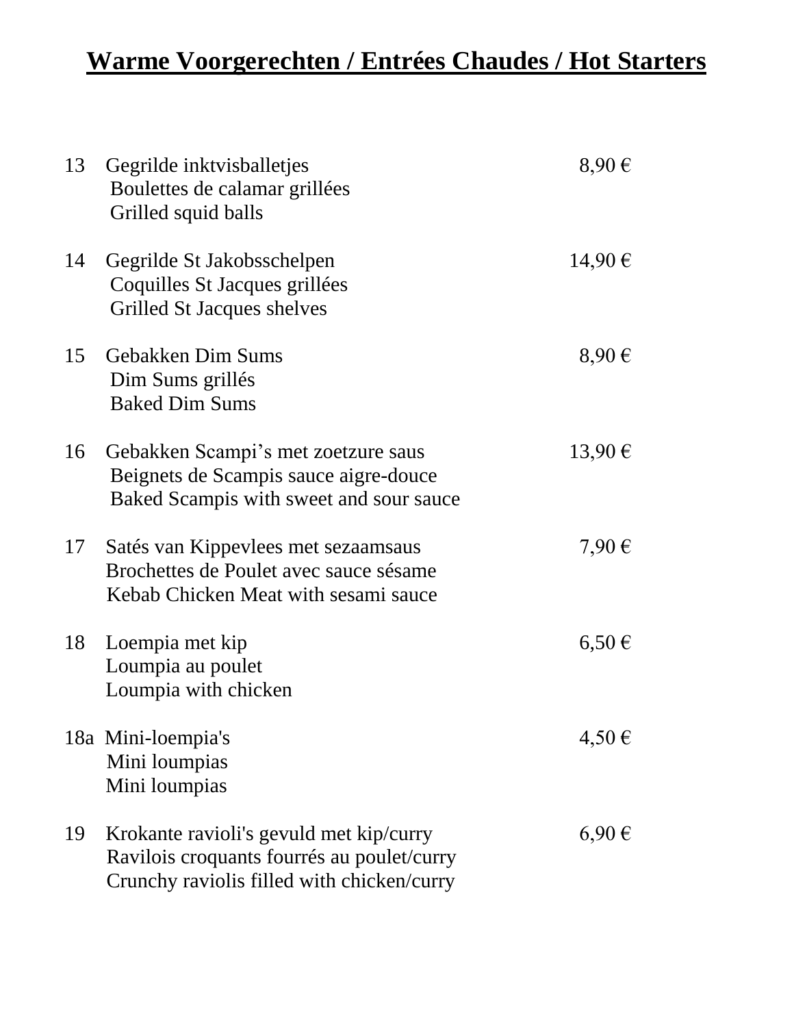# Warme Voorgerechten / Entrées Chaudes / Hot Starters

| | | |
|---|---|---|
| 13 | Gegrilde inktvisballetjes<br>Boulettes de calamar grillées<br>Grilled squid balls | 8,90 € |
| 14 | Gegrilde St Jakobsschelpen<br>Coquilles St Jacques grillées<br>Grilled St Jacques shelves | 14,90 € |
| 15 | Gebakken Dim Sums<br>Dim Sums grillés<br>Baked Dim Sums | 8,90 € |
| 16 | Gebakken Scampi's met zoetzure saus<br>Beignets de Scampis sauce aigre-douce<br>Baked Scampis with sweet and sour sauce | 13,90 € |
| 17 | Satés van Kippevlees met sezaamsaus<br>Brochettes de Poulet avec sauce sésame<br>Kebab Chicken Meat with sesami sauce | 7,90 € |
| 18 | Loempia met kip<br>Loumpia au poulet<br>Loumpia with chicken | 6,50 € |
| 18a | Mini-loempia's<br>Mini loumpias<br>Mini loumpias | 4,50 € |
| 19 | Krokante ravioli's gevuld met kip/curry<br>Ravilois croquants fourrés au poulet/curry<br>Crunchy raviolis filled with chicken/curry | 6,90 € |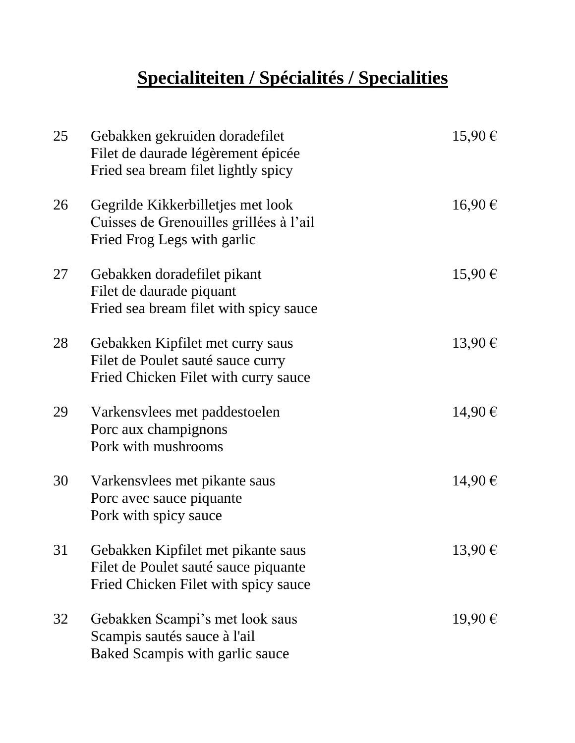# Specialiteiten / Spécialités / Specialities

| Nr | Gerecht / Plat / Dish | Prijs / Prix / Price |
|---|---|---|
| 25 | Gebakken gekruiden doradefilet<br>Filet de daurade légèrement épicée<br>Fried sea bream filet lightly spicy | 15,90 € |
| 26 | Gegrilde Kikkerbilletjes met look<br>Cuisses de Grenouilles grillées à l'ail<br>Fried Frog Legs with garlic | 16,90 € |
| 27 | Gebakken doradefilet pikant<br>Filet de daurade piquant<br>Fried sea bream filet with spicy sauce | 15,90 € |
| 28 | Gebakken Kipfilet met curry saus<br>Filet de Poulet sauté sauce curry<br>Fried Chicken Filet with curry sauce | 13,90 € |
| 29 | Varkensvlees met paddestoelen<br>Porc aux champignons<br>Pork with mushrooms | 14,90 € |
| 30 | Varkensvlees met pikante saus<br>Porc avec sauce piquante<br>Pork with spicy sauce | 14,90 € |
| 31 | Gebakken Kipfilet met pikante saus<br>Filet de Poulet sauté sauce piquante<br>Fried Chicken Filet with spicy sauce | 13,90 € |
| 32 | Gebakken Scampi's met look saus<br>Scampis sautés sauce à l'ail<br>Baked Scampis with garlic sauce | 19,90 € |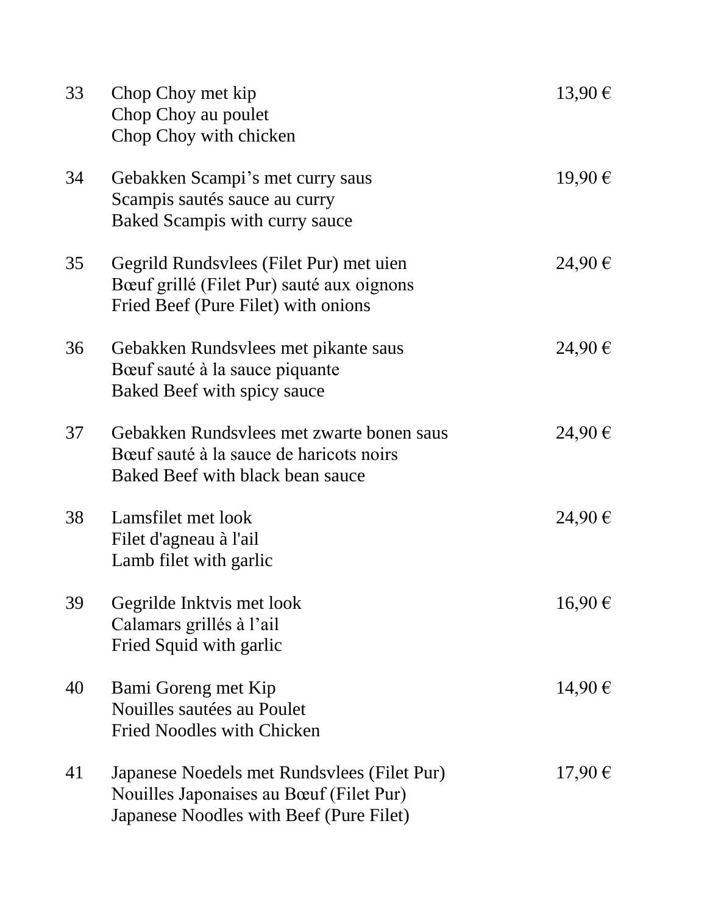| | | |
|---|---|---|
| 33 | Chop Choy met kip<br>Chop Choy au poulet<br>Chop Choy with chicken | 13,90 € |
| 34 | Gebakken Scampi's met curry saus<br>Scampis sautés sauce au curry<br>Baked Scampis with curry sauce | 19,90 € |
| 35 | Gegrild Rundsvlees (Filet Pur) met uien<br>Bœuf grillé (Filet Pur) sauté aux oignons<br>Fried Beef (Pure Filet) with onions | 24,90 € |
| 36 | Gebakken Rundsvlees met pikante saus<br>Bœuf sauté à la sauce piquante<br>Baked Beef with spicy sauce | 24,90 € |
| 37 | Gebakken Rundsvlees met zwarte bonen saus<br>Bœuf sauté à la sauce de haricots noirs<br>Baked Beef with black bean sauce | 24,90 € |
| 38 | Lamsfilet met look<br>Filet d'agneau à l'ail<br>Lamb filet with garlic | 24,90 € |
| 39 | Gegrilde Inktvis met look<br>Calamars grillés à l'ail<br>Fried Squid with garlic | 16,90 € |
| 40 | Bami Goreng met Kip<br>Nouilles sautées au Poulet<br>Fried Noodles with Chicken | 14,90 € |
| 41 | Japanese Noedels met Rundsvlees (Filet Pur)<br>Nouilles Japonaises au Bœuf (Filet Pur)<br>Japanese Noodles with Beef (Pure Filet) | 17,90 € |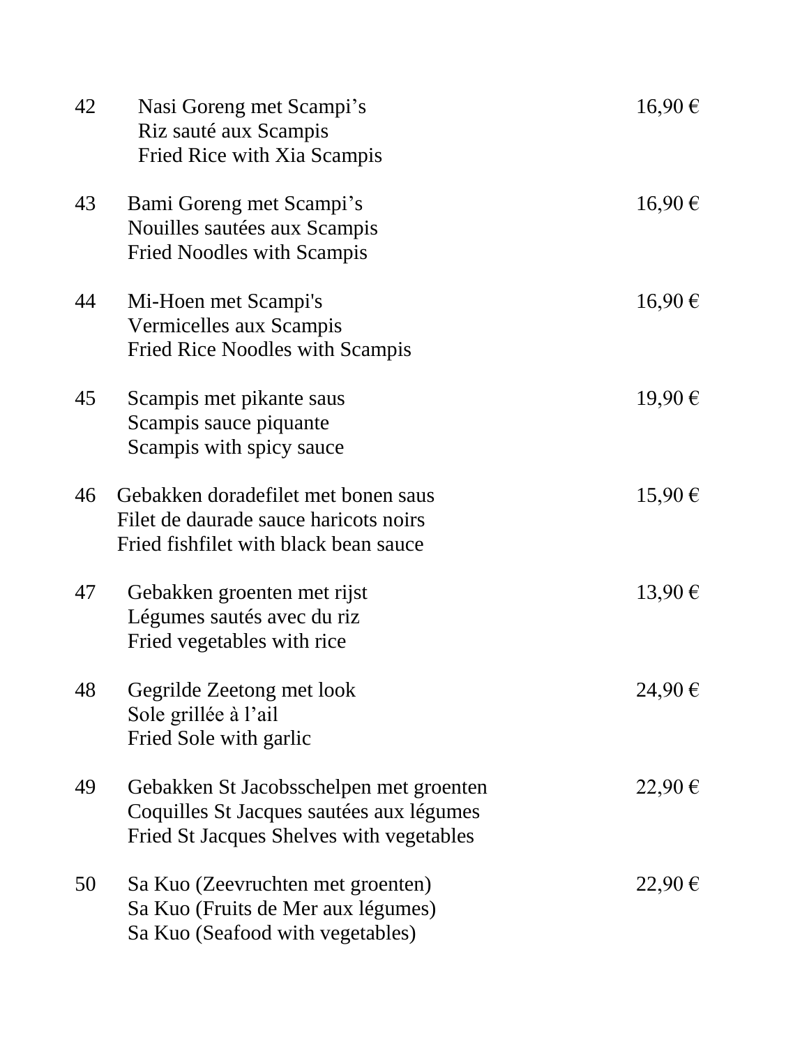| | | |
|---|---|---|
| 42 | Nasi Goreng met Scampi's<br>Riz sauté aux Scampis<br>Fried Rice with Xia Scampis | 16,90 € |
| 43 | Bami Goreng met Scampi's<br>Nouilles sautées aux Scampis<br>Fried Noodles with Scampis | 16,90 € |
| 44 | Mi-Hoen met Scampi's<br>Vermicelles aux Scampis<br>Fried Rice Noodles with Scampis | 16,90 € |
| 45 | Scampis met pikante saus<br>Scampis sauce piquante<br>Scampis with spicy sauce | 19,90 € |
| 46 | Gebakken doradefilet met bonen saus<br>Filet de daurade sauce haricots noirs<br>Fried fishfilet with black bean sauce | 15,90 € |
| 47 | Gebakken groenten met rijst<br>Légumes sautés avec du riz<br>Fried vegetables with rice | 13,90 € |
| 48 | Gegrilde Zeetong met look<br>Sole grillée à l'ail<br>Fried Sole with garlic | 24,90 € |
| 49 | Gebakken St Jacobsschelpen met groenten<br>Coquilles St Jacques sautées aux légumes<br>Fried St Jacques Shelves with vegetables | 22,90 € |
| 50 | Sa Kuo (Zeevruchten met groenten)<br>Sa Kuo (Fruits de Mer aux légumes)<br>Sa Kuo (Seafood with vegetables) | 22,90 € |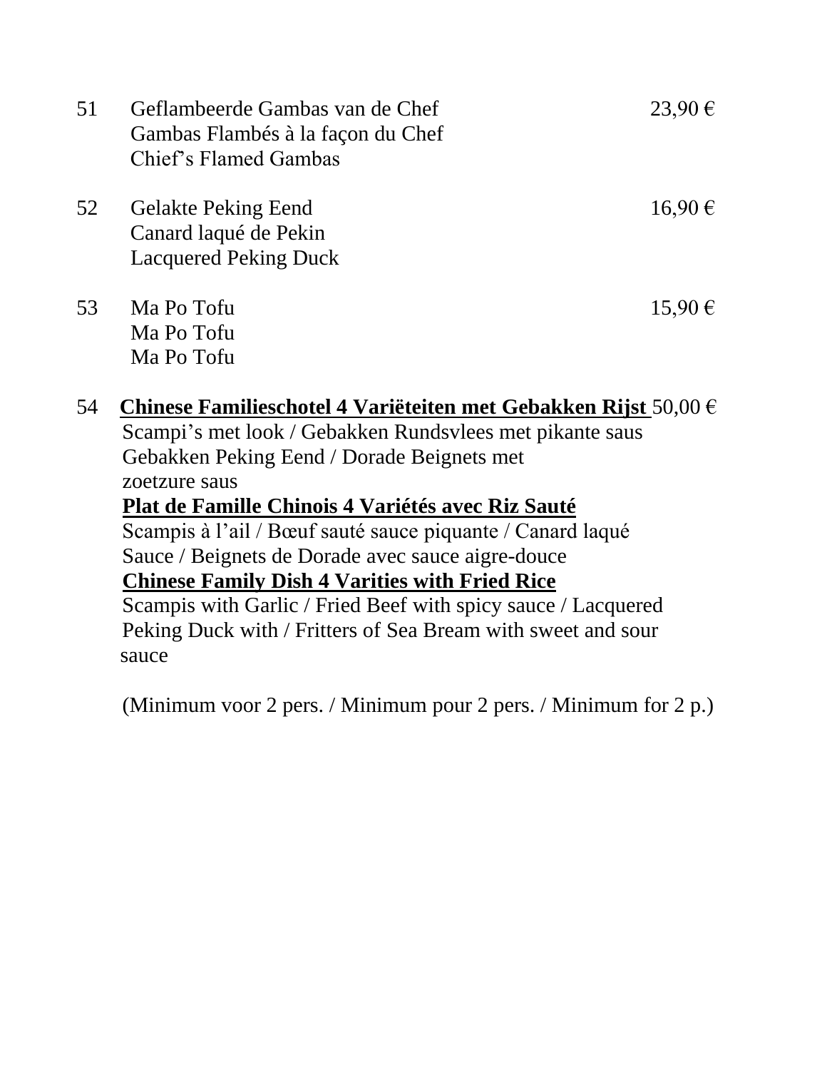51 Geflambeerde Gambas van de Chef 23,90 €
Gambas Flambés à la façon du Chef
Chief's Flamed Gambas

52 Gelakte Peking Eend 16,90 €
Canard laqué de Pekin
Lacquered Peking Duck

53 Ma Po Tofu 15,90 €
Ma Po Tofu
Ma Po Tofu

54 **<u>Chinese Familieschotel 4 Variëteiten met Gebakken Rijst</u>** 50,00 €
Scampi's met look / Gebakken Rundsvlees met pikante saus
Gebakken Peking Eend / Dorade Beignets met
zoetzure saus
**<u>Plat de Famille Chinois 4 Variétés avec Riz Sauté</u>**
Scampis à l'ail / Bœuf sauté sauce piquante / Canard laqué
Sauce / Beignets de Dorade avec sauce aigre-douce
**<u>Chinese Family Dish 4 Varities with Fried Rice</u>**
Scampis with Garlic / Fried Beef with spicy sauce / Lacquered
Peking Duck with / Fritters of Sea Bream with sweet and sour
sauce

(Minimum voor 2 pers. / Minimum pour 2 pers. / Minimum for 2 p.)